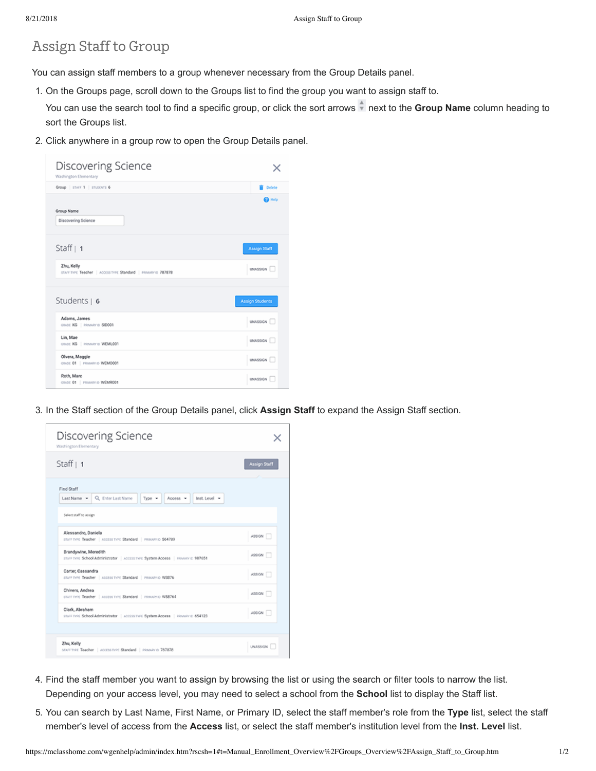# Assign Staff to Group

You can assign staff members to a group whenever necessary from the Group Details panel.

1. On the Groups page, scroll down to the Groups list to find the group you want to assign staff to.

   You can use the search tool to find a specific group, or click the sort arrows next to the **Group Name** column heading to sort the Groups list.

2. Click anywhere in a group row to open the Group Details panel.

3. In the Staff section of the Group Details panel, click **Assign Staff** to expand the Assign Staff section.

4. Find the staff member you want to assign by browsing the list or using the search or filter tools to narrow the list. Depending on your access level, you may need to select a school from the **School** list to display the Staff list.

5. You can search by Last Name, First Name, or Primary ID, select the staff member's role from the **Type** list, select the staff member's level of access from the **Access** list, or select the staff member's institution level from the **Inst. Level** list.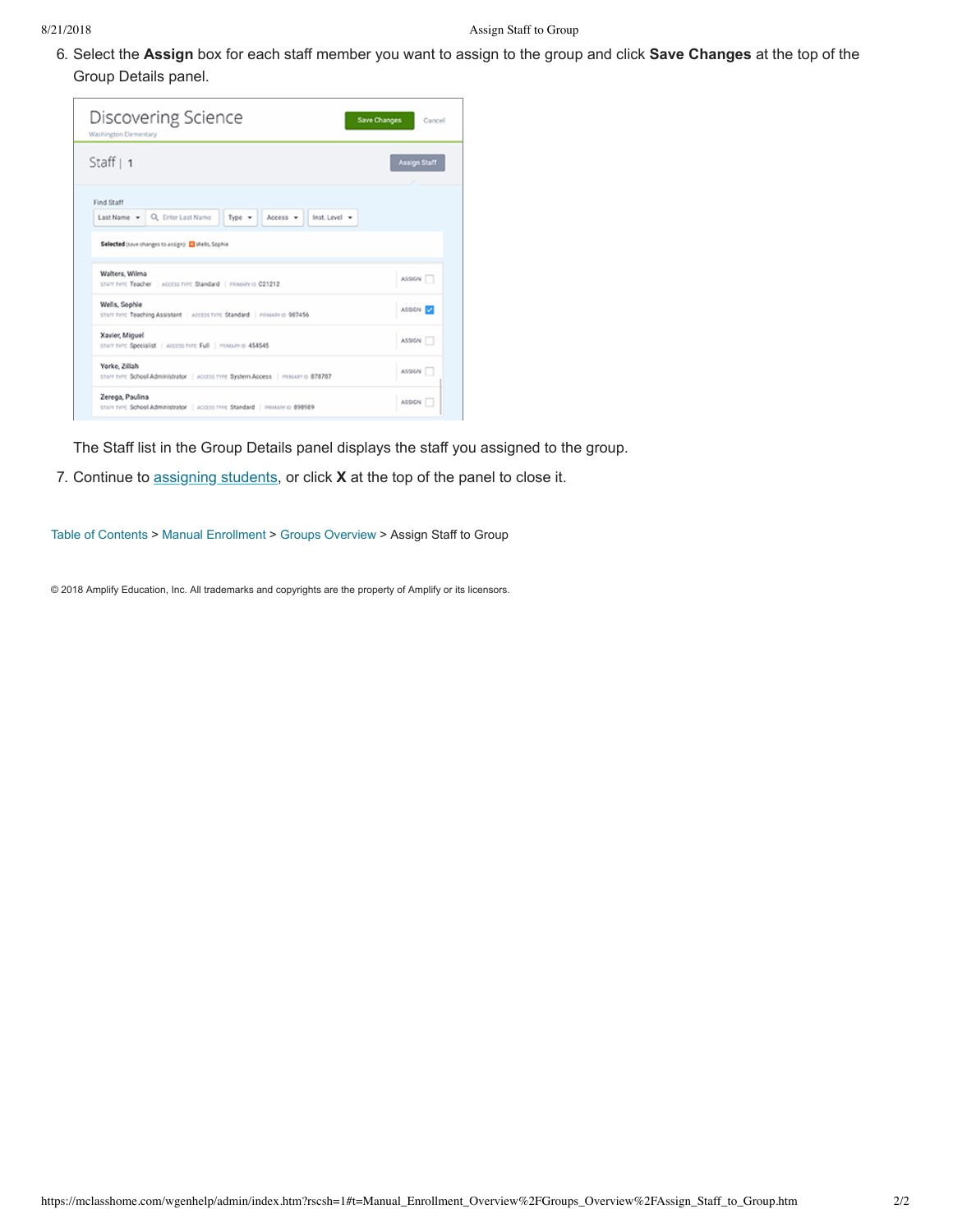6. Select the **Assign** box for each staff member you want to assign to the group and click **Save Changes** at the top of the Group Details panel.

   The Staff list in the Group Details panel displays the staff you assigned to the group.

7. Continue to assigning students, or click **X** at the top of the panel to close it.

Table of Contents > Manual Enrollment > Groups Overview > Assign Staff to Group

© 2018 Amplify Education, Inc. All trademarks and copyrights are the property of Amplify or its licensors.